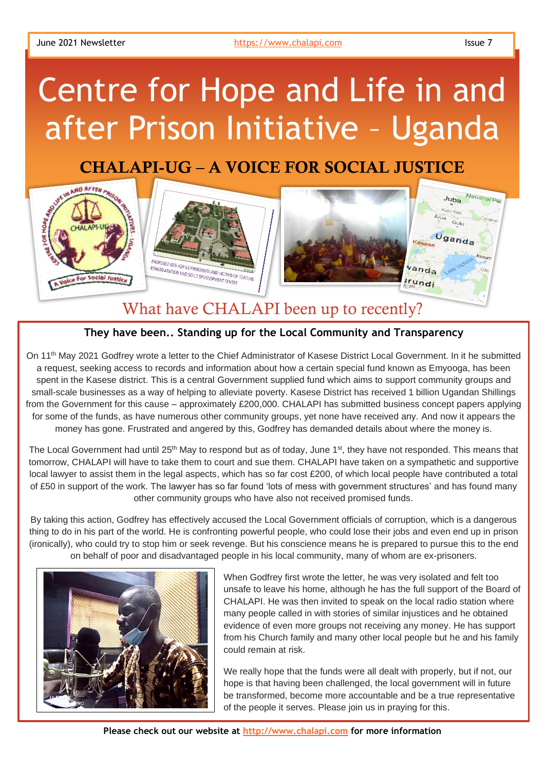June 2021 Newsletter https://www.chalapi.com Issue 7

# Centre for Hope and Life in and after Prison Initiative – Uganda

## CHALAPI-UG – A VOICE FOR SOCIAL JUSTICE

## What have CHALAPI been up to recently?

### They have been.. Standing up for the Local Community and Transparency

On 11th May 2021 Godfrey wrote a letter to the Chief Administrator of Kasese District Local Government. In it he submitted a request, seeking access to records and information about how a certain special fund known as Emyooga, has been spent in the Kasese district. This is a central Government supplied fund which aims to support community groups and small-scale businesses as a way of helping to alleviate poverty. Kasese District has received 1 billion Ugandan Shillings from the Government for this cause – approximately £200,000. CHALAPI has submitted business concept papers applying for some of the funds, as have numerous other community groups, yet none have received any. And now it appears the money has gone. Frustrated and angered by this, Godfrey has demanded details about where the money is.

The Local Government had until 25th May to respond but as of today, June 1st, they have not responded. This means that tomorrow, CHALAPI will have to take them to court and sue them. CHALAPI have taken on a sympathetic and supportive local lawyer to assist them in the legal aspects, which has so far cost £200, of which local people have contributed a total of £50 in support of the work. The lawyer has so far found 'lots of mess with government structures' and has found many other community groups who have also not received promised funds.

By taking this action, Godfrey has effectively accused the Local Government officials of corruption, which is a dangerous thing to do in his part of the world. He is confronting powerful people, who could lose their jobs and even end up in prison (ironically), who could try to stop him or seek revenge. But his conscience means he is prepared to pursue this to the end on behalf of poor and disadvantaged people in his local community, many of whom are ex-prisoners.

When Godfrey first wrote the letter, he was very isolated and felt too unsafe to leave his home, although he has the full support of the Board of CHALAPI. He was then invited to speak on the local radio station where many people called in with stories of similar injustices and he obtained evidence of even more groups not receiving any money. He has support from his Church family and many other local people but he and his family could remain at risk.

We really hope that the funds were all dealt with properly, but if not, our hope is that having been challenged, the local government will in future be transformed, become more accountable and be a true representative of the people it serves. Please join us in praying for this.

**Please check out our website at http://www.chalapi.com for more information**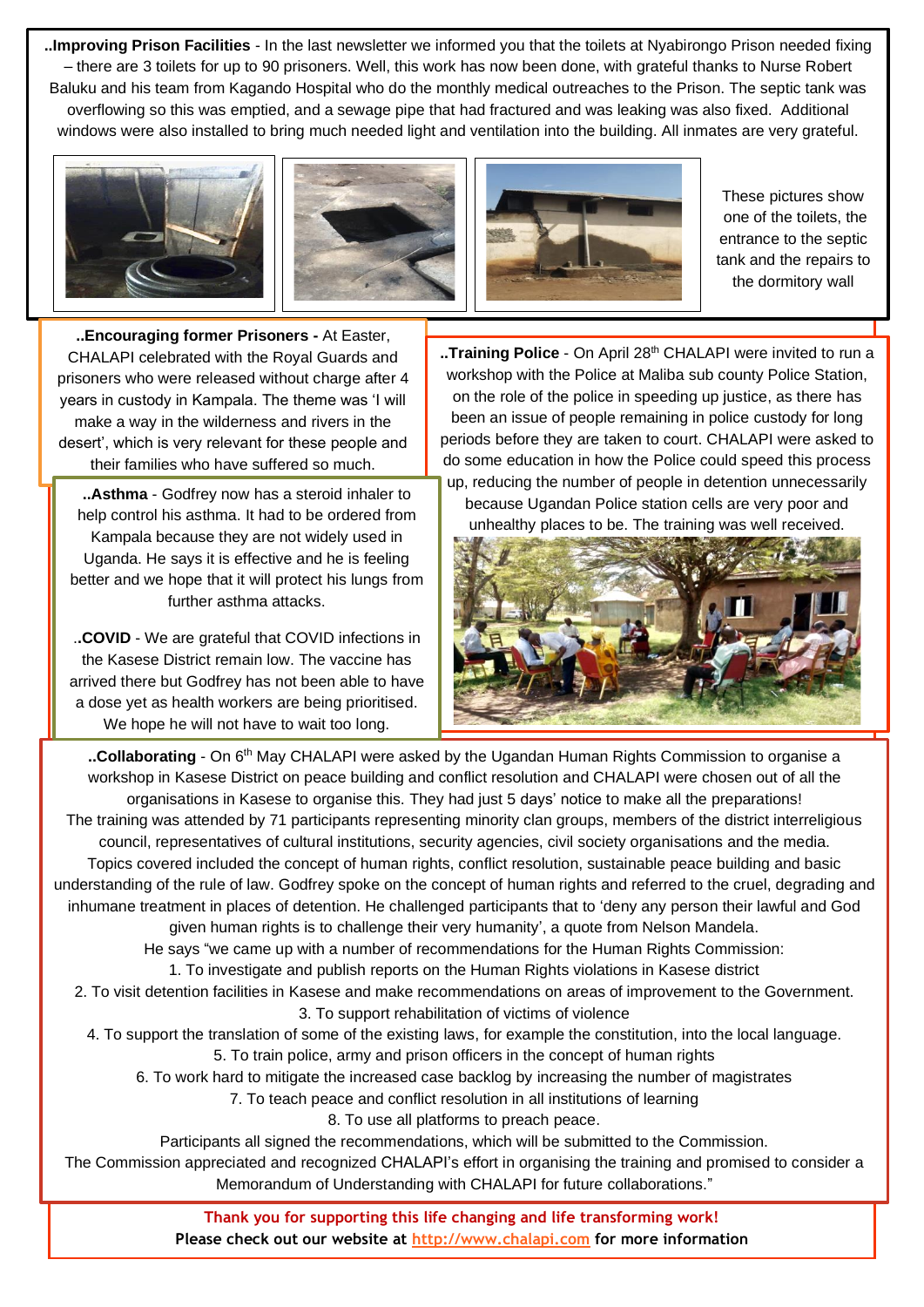**..Improving Prison Facilities** - In the last newsletter we informed you that the toilets at Nyabirongo Prison needed fixing – there are 3 toilets for up to 90 prisoners. Well, this work has now been done, with grateful thanks to Nurse Robert Baluku and his team from Kagando Hospital who do the monthly medical outreaches to the Prison. The septic tank was overflowing so this was emptied, and a sewage pipe that had fractured and was leaking was also fixed. Additional windows were also installed to bring much needed light and ventilation into the building. All inmates are very grateful.

These pictures show one of the toilets, the entrance to the septic tank and the repairs to the dormitory wall

**..Encouraging former Prisoners -** At Easter, CHALAPI celebrated with the Royal Guards and prisoners who were released without charge after 4 years in custody in Kampala. The theme was 'I will make a way in the wilderness and rivers in the desert', which is very relevant for these people and their families who have suffered so much.

**..Asthma** - Godfrey now has a steroid inhaler to help control his asthma. It had to be ordered from Kampala because they are not widely used in Uganda. He says it is effective and he is feeling better and we hope that it will protect his lungs from further asthma attacks.

**..COVID** - We are grateful that COVID infections in the Kasese District remain low. The vaccine has arrived there but Godfrey has not been able to have a dose yet as health workers are being prioritised. We hope he will not have to wait too long.

**..Training Police** - On April 28th CHALAPI were invited to run a workshop with the Police at Maliba sub county Police Station, on the role of the police in speeding up justice, as there has been an issue of people remaining in police custody for long periods before they are taken to court. CHALAPI were asked to do some education in how the Police could speed this process up, reducing the number of people in detention unnecessarily because Ugandan Police station cells are very poor and unhealthy places to be. The training was well received.

**..Collaborating** - On 6th May CHALAPI were asked by the Ugandan Human Rights Commission to organise a workshop in Kasese District on peace building and conflict resolution and CHALAPI were chosen out of all the organisations in Kasese to organise this. They had just 5 days' notice to make all the preparations!

The training was attended by 71 participants representing minority clan groups, members of the district interreligious council, representatives of cultural institutions, security agencies, civil society organisations and the media.

Topics covered included the concept of human rights, conflict resolution, sustainable peace building and basic understanding of the rule of law. Godfrey spoke on the concept of human rights and referred to the cruel, degrading and inhumane treatment in places of detention. He challenged participants that to 'deny any person their lawful and God given human rights is to challenge their very humanity', a quote from Nelson Mandela.

He says "we came up with a number of recommendations for the Human Rights Commission:

1. To investigate and publish reports on the Human Rights violations in Kasese district
2. To visit detention facilities in Kasese and make recommendations on areas of improvement to the Government.
3. To support rehabilitation of victims of violence
4. To support the translation of some of the existing laws, for example the constitution, into the local language.
5. To train police, army and prison officers in the concept of human rights
6. To work hard to mitigate the increased case backlog by increasing the number of magistrates
7. To teach peace and conflict resolution in all institutions of learning
8. To use all platforms to preach peace.

Participants all signed the recommendations, which will be submitted to the Commission.

The Commission appreciated and recognized CHALAPI's effort in organising the training and promised to consider a Memorandum of Understanding with CHALAPI for future collaborations."

**Thank you for supporting this life changing and life transforming work!**

**Please check out our website at http://www.chalapi.com for more information**